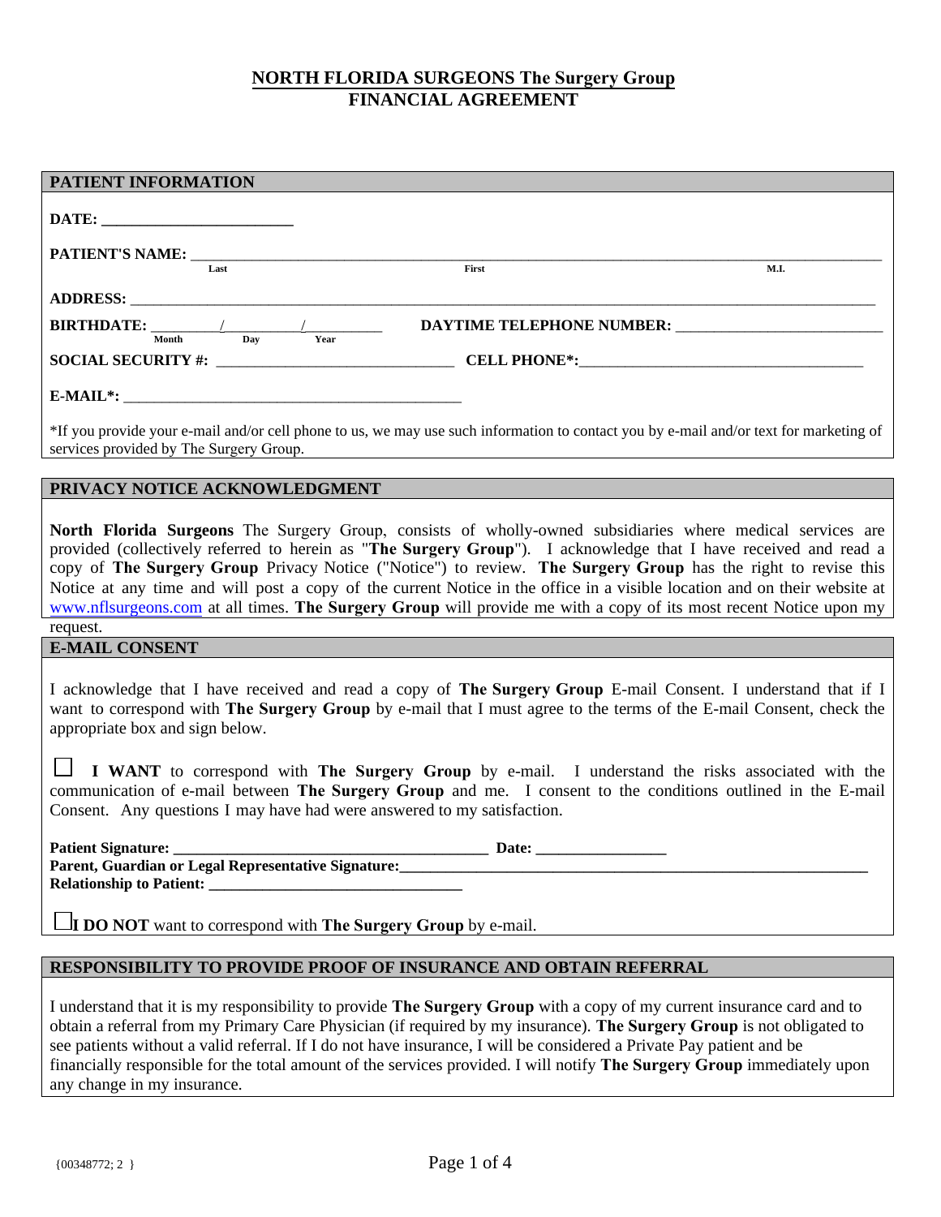# NORTH FLORIDA SURGEONS The Surgery Group
# FINANCIAL AGREEMENT

## PATIENT INFORMATION

**DATE:** ________________________

**PATIENT'S NAME:** ______________________________________________
Last First M.I.

**ADDRESS:** ______________________________________________

**BIRTHDATE:** ________/_________/_________ **DAYTIME TELEPHONE NUMBER:** ________________________
Month Day Year

**SOCIAL SECURITY #:** ____________________________ **CELL PHONE*:** ____________________________

**E-MAIL*:** ____________________________________________

*If you provide your e-mail and/or cell phone to us, we may use such information to contact you by e-mail and/or text for marketing of services provided by The Surgery Group.

## PRIVACY NOTICE ACKNOWLEDGMENT

**North Florida Surgeons** The Surgery Group, consists of wholly-owned subsidiaries where medical services are provided (collectively referred to herein as "**The Surgery Group**"). I acknowledge that I have received and read a copy of **The Surgery Group** Privacy Notice ("Notice") to review. **The Surgery Group** has the right to revise this Notice at any time and will post a copy of the current Notice in the office in a visible location and on their website at www.nflsurgeons.com at all times. **The Surgery Group** will provide me with a copy of its most recent Notice upon my request.

## E-MAIL CONSENT

I acknowledge that I have received and read a copy of **The Surgery Group** E-mail Consent. I understand that if I want to correspond with **The Surgery Group** by e-mail that I must agree to the terms of the E-mail Consent, check the appropriate box and sign below.

☐ **I WANT** to correspond with **The Surgery Group** by e-mail. I understand the risks associated with the communication of e-mail between **The Surgery Group** and me. I consent to the conditions outlined in the E-mail Consent. Any questions I may have had were answered to my satisfaction.

**Patient Signature:** ________________________________________ **Date:** ________________
**Parent, Guardian or Legal Representative Signature:**________________________________________
**Relationship to Patient:** ________________________________

☐ **I DO NOT** want to correspond with **The Surgery Group** by e-mail.

## RESPONSIBILITY TO PROVIDE PROOF OF INSURANCE AND OBTAIN REFERRAL

I understand that it is my responsibility to provide **The Surgery Group** with a copy of my current insurance card and to obtain a referral from my Primary Care Physician (if required by my insurance). **The Surgery Group** is not obligated to see patients without a valid referral. If I do not have insurance, I will be considered a Private Pay patient and be financially responsible for the total amount of the services provided. I will notify **The Surgery Group** immediately upon any change in my insurance.

{00348772; 2 }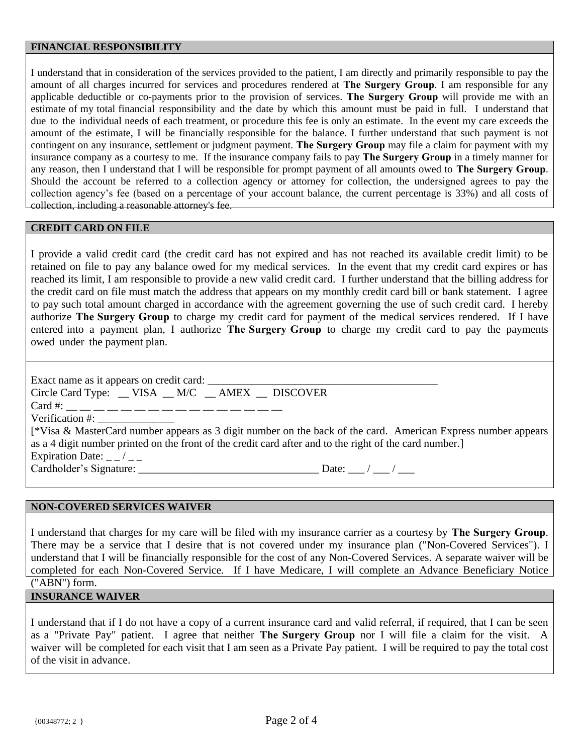## FINANCIAL RESPONSIBILITY

I understand that in consideration of the services provided to the patient, I am directly and primarily responsible to pay the amount of all charges incurred for services and procedures rendered at **The Surgery Group**. I am responsible for any applicable deductible or co-payments prior to the provision of services. **The Surgery Group** will provide me with an estimate of my total financial responsibility and the date by which this amount must be paid in full. I understand that due to the individual needs of each treatment, or procedure this fee is only an estimate. In the event my care exceeds the amount of the estimate, I will be financially responsible for the balance. I further understand that such payment is not contingent on any insurance, settlement or judgment payment. **The Surgery Group** may file a claim for payment with my insurance company as a courtesy to me. If the insurance company fails to pay **The Surgery Group** in a timely manner for any reason, then I understand that I will be responsible for prompt payment of all amounts owed to **The Surgery Group**. Should the account be referred to a collection agency or attorney for collection, the undersigned agrees to pay the collection agency's fee (based on a percentage of your account balance, the current percentage is 33%) and all costs of collection, including a reasonable attorney's fee.

## CREDIT CARD ON FILE

I provide a valid credit card (the credit card has not expired and has not reached its available credit limit) to be retained on file to pay any balance owed for my medical services. In the event that my credit card expires or has reached its limit, I am responsible to provide a new valid credit card. I further understand that the billing address for the credit card on file must match the address that appears on my monthly credit card bill or bank statement. I agree to pay such total amount charged in accordance with the agreement governing the use of such credit card. I hereby authorize **The Surgery Group** to charge my credit card for payment of the medical services rendered. If I have entered into a payment plan, I authorize **The Surgery Group** to charge my credit card to pay the payments owed under the payment plan.

Exact name as it appears on credit card: ___________________________________________

Circle Card Type: __ VISA __ M/C __ AMEX __ DISCOVER

Card #: __ __ __ __ __ __ __ __ __ __ __ __ __ __ __ __

Verification #: ______________

[*Visa & MasterCard number appears as 3 digit number on the back of the card. American Express number appears as a 4 digit number printed on the front of the credit card after and to the right of the card number.]

Expiration Date: _ _ / _ _

Cardholder's Signature: __________________________________ Date: ___ / ___ / ___

## NON-COVERED SERVICES WAIVER

I understand that charges for my care will be filed with my insurance carrier as a courtesy by **The Surgery Group**. There may be a service that I desire that is not covered under my insurance plan ("Non-Covered Services"). I understand that I will be financially responsible for the cost of any Non-Covered Services. A separate waiver will be completed for each Non-Covered Service. If I have Medicare, I will complete an Advance Beneficiary Notice ("ABN") form.

## INSURANCE WAIVER

I understand that if I do not have a copy of a current insurance card and valid referral, if required, that I can be seen as a "Private Pay" patient. I agree that neither **The Surgery Group** nor I will file a claim for the visit. A waiver will be completed for each visit that I am seen as a Private Pay patient. I will be required to pay the total cost of the visit in advance.

{00348772; 2 }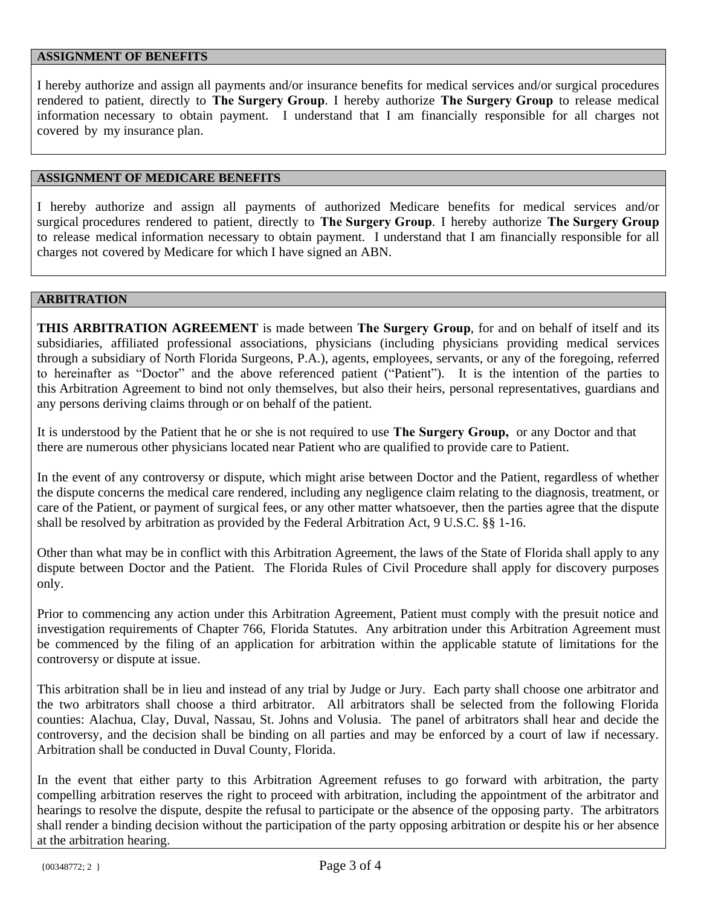## ASSIGNMENT OF BENEFITS

I hereby authorize and assign all payments and/or insurance benefits for medical services and/or surgical procedures rendered to patient, directly to **The Surgery Group**. I hereby authorize **The Surgery Group** to release medical information necessary to obtain payment. I understand that I am financially responsible for all charges not covered by my insurance plan.

## ASSIGNMENT OF MEDICARE BENEFITS

I hereby authorize and assign all payments of authorized Medicare benefits for medical services and/or surgical procedures rendered to patient, directly to **The Surgery Group**. I hereby authorize **The Surgery Group** to release medical information necessary to obtain payment. I understand that I am financially responsible for all charges not covered by Medicare for which I have signed an ABN.

## ARBITRATION

**THIS ARBITRATION AGREEMENT** is made between **The Surgery Group**, for and on behalf of itself and its subsidiaries, affiliated professional associations, physicians (including physicians providing medical services through a subsidiary of North Florida Surgeons, P.A.), agents, employees, servants, or any of the foregoing, referred to hereinafter as "Doctor" and the above referenced patient ("Patient"). It is the intention of the parties to this Arbitration Agreement to bind not only themselves, but also their heirs, personal representatives, guardians and any persons deriving claims through or on behalf of the patient.

It is understood by the Patient that he or she is not required to use **The Surgery Group,** or any Doctor and that there are numerous other physicians located near Patient who are qualified to provide care to Patient.

In the event of any controversy or dispute, which might arise between Doctor and the Patient, regardless of whether the dispute concerns the medical care rendered, including any negligence claim relating to the diagnosis, treatment, or care of the Patient, or payment of surgical fees, or any other matter whatsoever, then the parties agree that the dispute shall be resolved by arbitration as provided by the Federal Arbitration Act, 9 U.S.C. §§ 1-16.

Other than what may be in conflict with this Arbitration Agreement, the laws of the State of Florida shall apply to any dispute between Doctor and the Patient. The Florida Rules of Civil Procedure shall apply for discovery purposes only.

Prior to commencing any action under this Arbitration Agreement, Patient must comply with the presuit notice and investigation requirements of Chapter 766, Florida Statutes. Any arbitration under this Arbitration Agreement must be commenced by the filing of an application for arbitration within the applicable statute of limitations for the controversy or dispute at issue.

This arbitration shall be in lieu and instead of any trial by Judge or Jury. Each party shall choose one arbitrator and the two arbitrators shall choose a third arbitrator. All arbitrators shall be selected from the following Florida counties: Alachua, Clay, Duval, Nassau, St. Johns and Volusia. The panel of arbitrators shall hear and decide the controversy, and the decision shall be binding on all parties and may be enforced by a court of law if necessary. Arbitration shall be conducted in Duval County, Florida.

In the event that either party to this Arbitration Agreement refuses to go forward with arbitration, the party compelling arbitration reserves the right to proceed with arbitration, including the appointment of the arbitrator and hearings to resolve the dispute, despite the refusal to participate or the absence of the opposing party. The arbitrators shall render a binding decision without the participation of the party opposing arbitration or despite his or her absence at the arbitration hearing.

{00348772; 2 }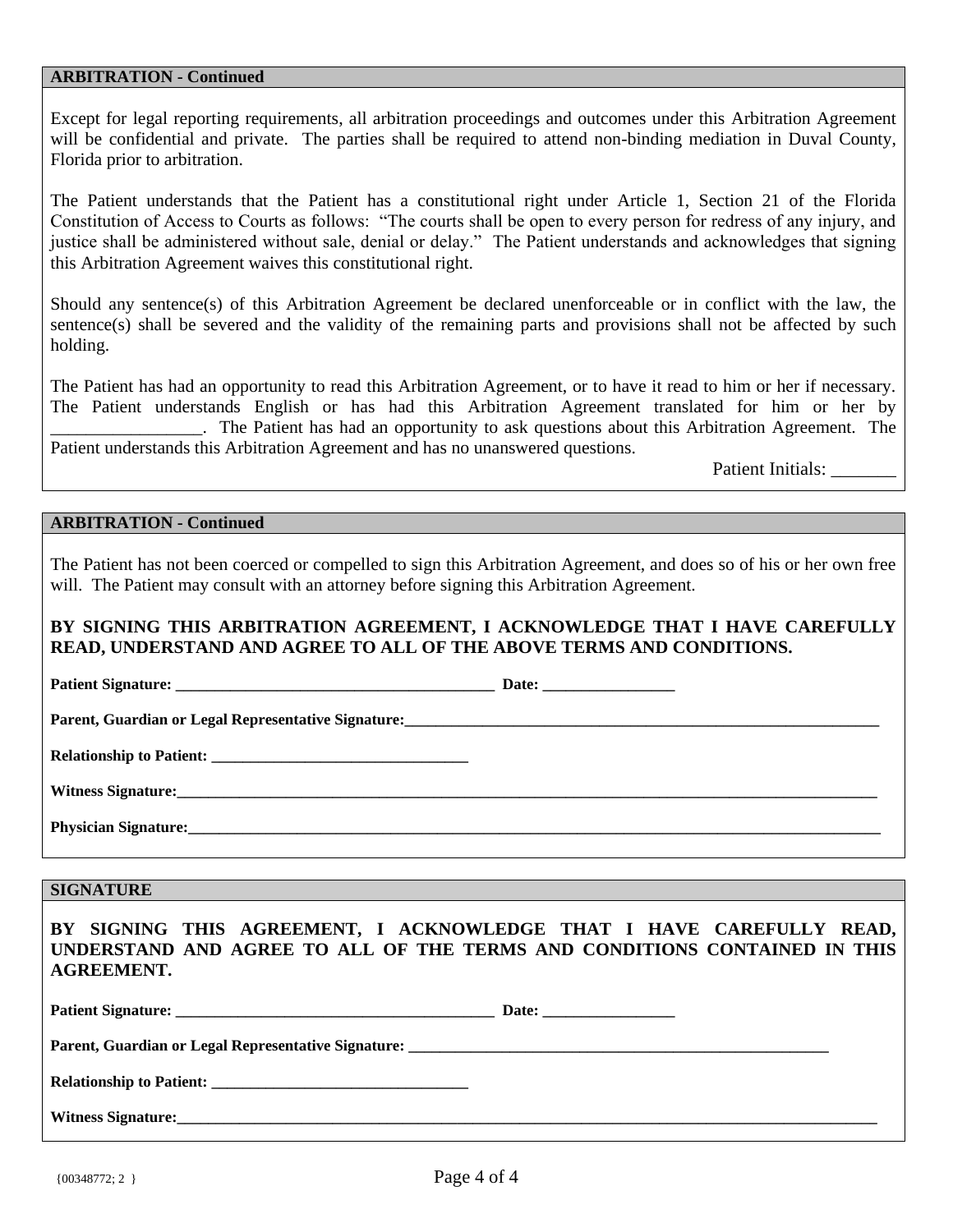## ARBITRATION - Continued

Except for legal reporting requirements, all arbitration proceedings and outcomes under this Arbitration Agreement will be confidential and private. The parties shall be required to attend non-binding mediation in Duval County, Florida prior to arbitration.

The Patient understands that the Patient has a constitutional right under Article 1, Section 21 of the Florida Constitution of Access to Courts as follows: "The courts shall be open to every person for redress of any injury, and justice shall be administered without sale, denial or delay." The Patient understands and acknowledges that signing this Arbitration Agreement waives this constitutional right.

Should any sentence(s) of this Arbitration Agreement be declared unenforceable or in conflict with the law, the sentence(s) shall be severed and the validity of the remaining parts and provisions shall not be affected by such holding.

The Patient has had an opportunity to read this Arbitration Agreement, or to have it read to him or her if necessary. The Patient understands English or has had this Arbitration Agreement translated for him or her by _________________. The Patient has had an opportunity to ask questions about this Arbitration Agreement. The Patient understands this Arbitration Agreement and has no unanswered questions.

Patient Initials: _______

## ARBITRATION - Continued

The Patient has not been coerced or compelled to sign this Arbitration Agreement, and does so of his or her own free will. The Patient may consult with an attorney before signing this Arbitration Agreement.

**BY SIGNING THIS ARBITRATION AGREEMENT, I ACKNOWLEDGE THAT I HAVE CAREFULLY READ, UNDERSTAND AND AGREE TO ALL OF THE ABOVE TERMS AND CONDITIONS.**

**Patient Signature:** __________________________________________ **Date:** _________________

**Parent, Guardian or Legal Representative Signature:**_________________________________________________________________

**Relationship to Patient:** __________________________________

**Witness Signature:**_____________________________________________________________________________________________

**Physician Signature:**____________________________________________________________________________________________

## SIGNATURE

**BY SIGNING THIS AGREEMENT, I ACKNOWLEDGE THAT I HAVE CAREFULLY READ, UNDERSTAND AND AGREE TO ALL OF THE TERMS AND CONDITIONS CONTAINED IN THIS AGREEMENT.**

**Patient Signature:** __________________________________________ **Date:** _________________

**Parent, Guardian or Legal Representative Signature:** ________________________________________________________

**Relationship to Patient:** __________________________________

**Witness Signature:**_____________________________________________________________________________________________

{00348772; 2 }